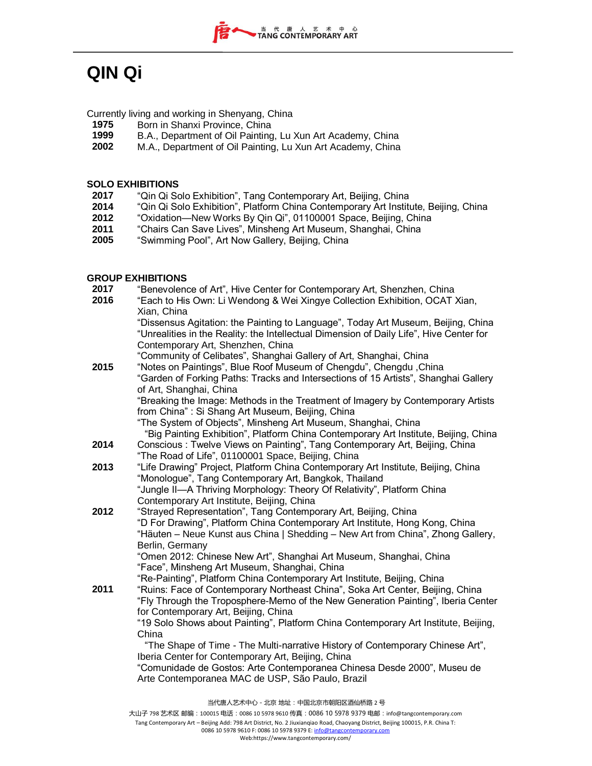# QIN Qi

Currently living and working in Shenyang, China

**1975** Born in Shanxi Province, China
**1999** B.A., Department of Oil Painting, Lu Xun Art Academy, China
**2002** M.A., Department of Oil Painting, Lu Xun Art Academy, China

## SOLO EXHIBITIONS

**2017** "Qin Qi Solo Exhibition", Tang Contemporary Art, Beijing, China
**2014** "Qin Qi Solo Exhibition", Platform China Contemporary Art Institute, Beijing, China
**2012** "Oxidation—New Works By Qin Qi", 01100001 Space, Beijing, China
**2011** "Chairs Can Save Lives", Minsheng Art Museum, Shanghai, China
**2005** "Swimming Pool", Art Now Gallery, Beijing, China

## GROUP EXHIBITIONS

**2017** "Benevolence of Art", Hive Center for Contemporary Art, Shenzhen, China

**2016** "Each to His Own: Li Wendong & Wei Xingye Collection Exhibition, OCAT Xian, Xian, China
"Dissensus Agitation: the Painting to Language", Today Art Museum, Beijing, China
"Unrealities in the Reality: the Intellectual Dimension of Daily Life", Hive Center for Contemporary Art, Shenzhen, China
"Community of Celibates", Shanghai Gallery of Art, Shanghai, China

**2015** "Notes on Paintings", Blue Roof Museum of Chengdu", Chengdu ,China
"Garden of Forking Paths: Tracks and Intersections of 15 Artists", Shanghai Gallery of Art, Shanghai, China
"Breaking the Image: Methods in the Treatment of Imagery by Contemporary Artists from China" : Si Shang Art Museum, Beijing, China
"The System of Objects", Minsheng Art Museum, Shanghai, China
"Big Painting Exhibition", Platform China Contemporary Art Institute, Beijing, China

**2014** Conscious : Twelve Views on Painting", Tang Contemporary Art, Beijing, China
"The Road of Life", 01100001 Space, Beijing, China

**2013** "Life Drawing" Project, Platform China Contemporary Art Institute, Beijing, China
"Monologue", Tang Contemporary Art, Bangkok, Thailand
"Jungle II—A Thriving Morphology: Theory Of Relativity", Platform China Contemporary Art Institute, Beijing, China

**2012** "Strayed Representation", Tang Contemporary Art, Beijing, China
"D For Drawing", Platform China Contemporary Art Institute, Hong Kong, China
"Häuten – Neue Kunst aus China | Shedding – New Art from China", Zhong Gallery, Berlin, Germany
"Omen 2012: Chinese New Art", Shanghai Art Museum, Shanghai, China
"Face", Minsheng Art Museum, Shanghai, China
"Re-Painting", Platform China Contemporary Art Institute, Beijing, China

**2011** "Ruins: Face of Contemporary Northeast China", Soka Art Center, Beijing, China
"Fly Through the Troposphere-Memo of the New Generation Painting", Iberia Center for Contemporary Art, Beijing, China
"19 Solo Shows about Painting", Platform China Contemporary Art Institute, Beijing, China
"The Shape of Time - The Multi-narrative History of Contemporary Chinese Art", Iberia Center for Contemporary Art, Beijing, China
"Comunidade de Gostos: Arte Contemporanea Chinesa Desde 2000", Museu de Arte Contemporanea MAC de USP, São Paulo, Brazil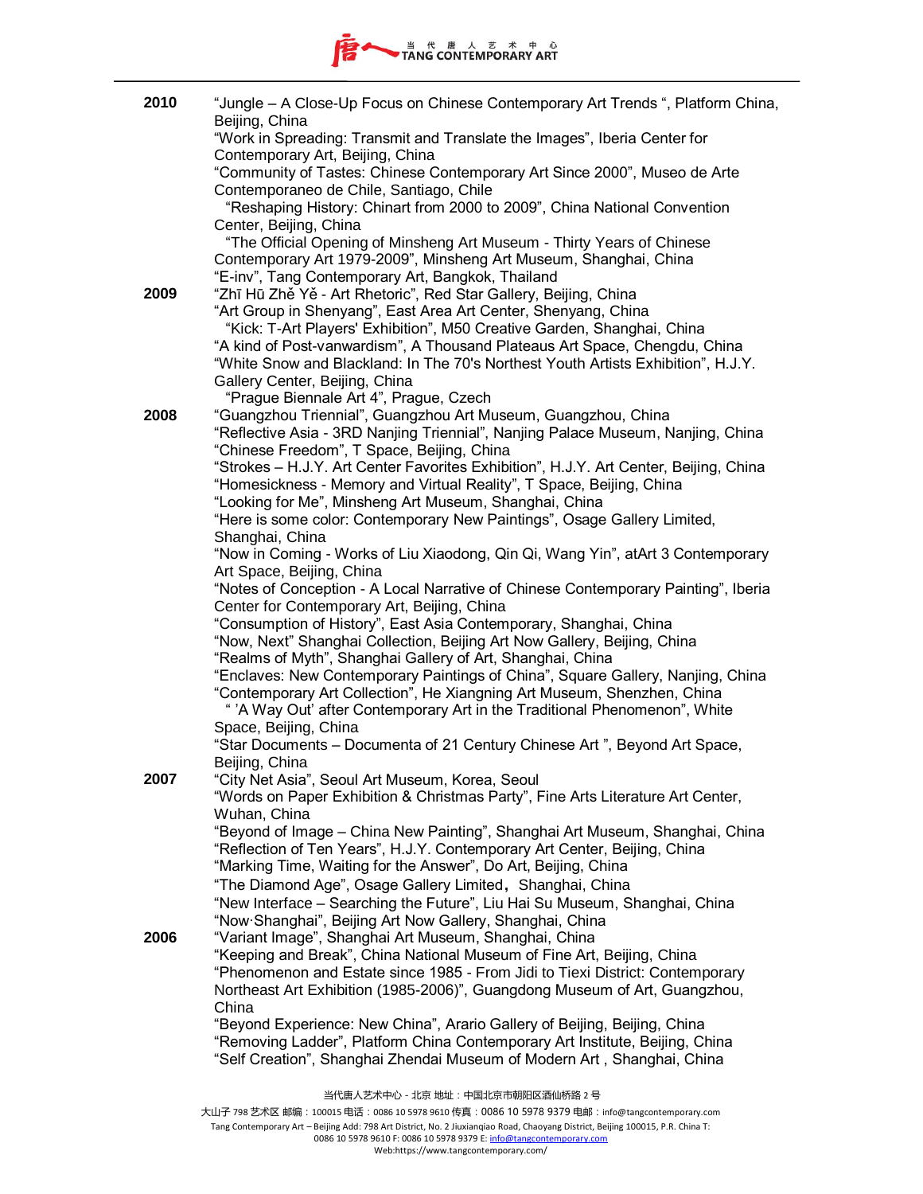**2010**
"Jungle – A Close-Up Focus on Chinese Contemporary Art Trends ", Platform China, Beijing, China
"Work in Spreading: Transmit and Translate the Images", Iberia Center for Contemporary Art, Beijing, China
"Community of Tastes: Chinese Contemporary Art Since 2000", Museo de Arte Contemporaneo de Chile, Santiago, Chile
"Reshaping History: Chinart from 2000 to 2009", China National Convention Center, Beijing, China
"The Official Opening of Minsheng Art Museum - Thirty Years of Chinese Contemporary Art 1979-2009", Minsheng Art Museum, Shanghai, China
"E-inv", Tang Contemporary Art, Bangkok, Thailand

**2009**
"Zhī Hū Zhě Yě - Art Rhetoric", Red Star Gallery, Beijing, China
"Art Group in Shenyang", East Area Art Center, Shenyang, China
"Kick: T-Art Players' Exhibition", M50 Creative Garden, Shanghai, China
"A kind of Post-vanwardism", A Thousand Plateaus Art Space, Chengdu, China
"White Snow and Blackland: In The 70's Northest Youth Artists Exhibition", H.J.Y. Gallery Center, Beijing, China
"Prague Biennale Art 4", Prague, Czech

**2008**
"Guangzhou Triennial", Guangzhou Art Museum, Guangzhou, China
"Reflective Asia - 3RD Nanjing Triennial", Nanjing Palace Museum, Nanjing, China
"Chinese Freedom", T Space, Beijing, China
"Strokes – H.J.Y. Art Center Favorites Exhibition", H.J.Y. Art Center, Beijing, China
"Homesickness - Memory and Virtual Reality", T Space, Beijing, China
"Looking for Me", Minsheng Art Museum, Shanghai, China
"Here is some color: Contemporary New Paintings", Osage Gallery Limited, Shanghai, China
"Now in Coming - Works of Liu Xiaodong, Qin Qi, Wang Yin", atArt 3 Contemporary Art Space, Beijing, China
"Notes of Conception - A Local Narrative of Chinese Contemporary Painting", Iberia Center for Contemporary Art, Beijing, China
"Consumption of History", East Asia Contemporary, Shanghai, China
"Now, Next" Shanghai Collection, Beijing Art Now Gallery, Beijing, China
"Realms of Myth", Shanghai Gallery of Art, Shanghai, China
"Enclaves: New Contemporary Paintings of China", Square Gallery, Nanjing, China
"Contemporary Art Collection", He Xiangning Art Museum, Shenzhen, China
" 'A Way Out' after Contemporary Art in the Traditional Phenomenon", White Space, Beijing, China
"Star Documents – Documenta of 21 Century Chinese Art ", Beyond Art Space, Beijing, China

**2007**
"City Net Asia", Seoul Art Museum, Korea, Seoul
"Words on Paper Exhibition & Christmas Party", Fine Arts Literature Art Center, Wuhan, China
"Beyond of Image – China New Painting", Shanghai Art Museum, Shanghai, China
"Reflection of Ten Years", H.J.Y. Contemporary Art Center, Beijing, China
"Marking Time, Waiting for the Answer", Do Art, Beijing, China
"The Diamond Age", Osage Gallery Limited， Shanghai, China
"New Interface – Searching the Future", Liu Hai Su Museum, Shanghai, China
"Now·Shanghai", Beijing Art Now Gallery, Shanghai, China

**2006**
"Variant Image", Shanghai Art Museum, Shanghai, China
"Keeping and Break", China National Museum of Fine Art, Beijing, China
"Phenomenon and Estate since 1985 - From Jidi to Tiexi District: Contemporary Northeast Art Exhibition (1985-2006)", Guangdong Museum of Art, Guangzhou, China
"Beyond Experience: New China", Arario Gallery of Beijing, Beijing, China
"Removing Ladder", Platform China Contemporary Art Institute, Beijing, China
"Self Creation", Shanghai Zhendai Museum of Modern Art , Shanghai, China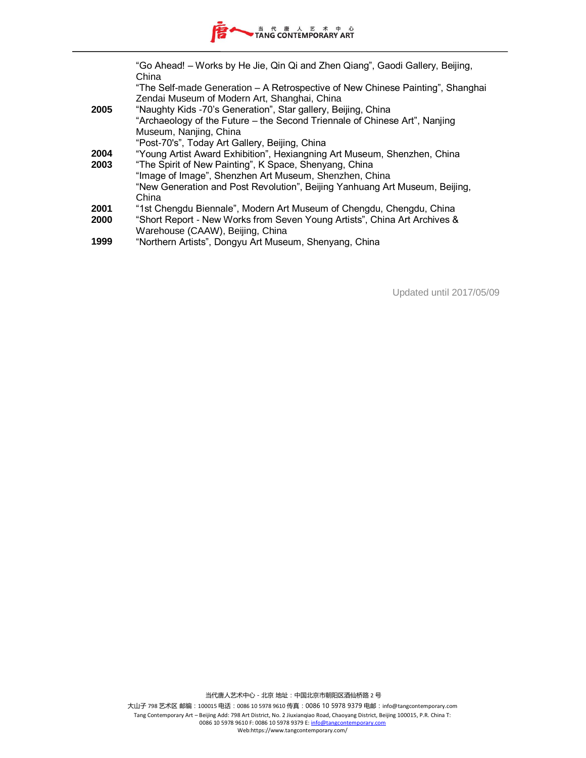“Go Ahead! – Works by He Jie, Qin Qi and Zhen Qiang”, Gaodi Gallery, Beijing, China
“The Self-made Generation – A Retrospective of New Chinese Painting”, Shanghai Zendai Museum of Modern Art, Shanghai, China

**2005** “Naughty Kids -70’s Generation”, Star gallery, Beijing, China
“Archaeology of the Future – the Second Triennale of Chinese Art”, Nanjing Museum, Nanjing, China
“Post-70's”, Today Art Gallery, Beijing, China

**2004** “Young Artist Award Exhibition”, Hexiangning Art Museum, Shenzhen, China

**2003** “The Spirit of New Painting”, K Space, Shenyang, China
“Image of Image”, Shenzhen Art Museum, Shenzhen, China
“New Generation and Post Revolution”, Beijing Yanhuang Art Museum, Beijing, China

**2001** “1st Chengdu Biennale”, Modern Art Museum of Chengdu, Chengdu, China

**2000** “Short Report - New Works from Seven Young Artists”, China Art Archives & Warehouse (CAAW), Beijing, China

**1999** “Northern Artists”, Dongyu Art Museum, Shenyang, China

Updated until 2017/05/09